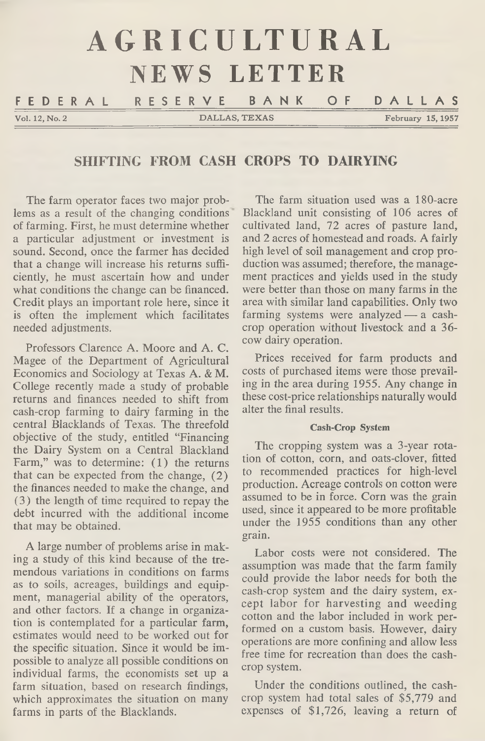# AGRICULTURAL NEWS LETTER

FEDERAL RESERVE BANK OF DALLAS

Vol. 12, No. 2 DALLAS, TEXAS February 15, 1957

## SHIFTING FROM CASH CROPS TO DAIRYING

The farm operator faces two major problems as a result of the changing conditions of farming. First, he must determine whether a particular adjustment or investment is sound. Second, once the farmer has decided that a change will increase his returns sufficiently, he must ascertain how and under what conditions the change can be financed. Credit plays an important role here, since it is often the implement which facilitates needed adjustments.

Professors Clarence A. Moore and A. C. Magee of the Department of Agricultural Economics and Sociology at Texas A. & M. College recently made a study of probable returns and finances needed to shift from cash-crop farming to dairy farming in the central Blacklands of Texas. The threefold objective of the study, entitled "Financing the Dairy System on a Central Blackland Farm," was to determine: (1) the returns that can be expected from the change, (2) the finances needed to make the change, and (3) the length of time required to repay the debt incurred with the additional income that may be obtained.

A large number of problems arise in making a study of this kind because of the tremendous variations in conditions on farms as to soils, acreages, buildings and equipment, managerial ability of the operators, and other factors. If a change in organization is contemplated for a particular farm, estimates would need to be worked out for the specific situation. Since it would be impossible to analyze all possible conditions on individual farms, the economists set up a farm situation, based on research findings, which approximates the situation on many farms in parts of the Blacklands.

The farm situation used was a 180-acre Blackland unit consisting of 106 acres of cultivated land, 72 acres of pasture land, and 2 acres of homestead and roads. A fairly high level of soil management and crop production was assumed; therefore, the management practices and yields used in the study were better than those on many farms in the area with similar land capabilities. Only two farming systems were analyzed — a cash-crop operation without livestock and a 36-cow dairy operation.

Prices received for farm products and costs of purchased items were those prevailing in the area during 1955. Any change in these cost-price relationships naturally would alter the final results.

#### Cash-Crop System

The cropping system was a 3-year rotation of cotton, corn, and oats-clover, fitted to recommended practices for high-level production. Acreage controls on cotton were assumed to be in force. Corn was the grain used, since it appeared to be more profitable under the 1955 conditions than any other grain.

Labor costs were not considered. The assumption was made that the farm family could provide the labor needs for both the cash-crop system and the dairy system, except labor for harvesting and weeding cotton and the labor included in work performed on a custom basis. However, dairy operations are more confining and allow less free time for recreation than does the cash-crop system.

Under the conditions outlined, the cash-crop system had total sales of $5,779 and expenses of $1,726, leaving a return of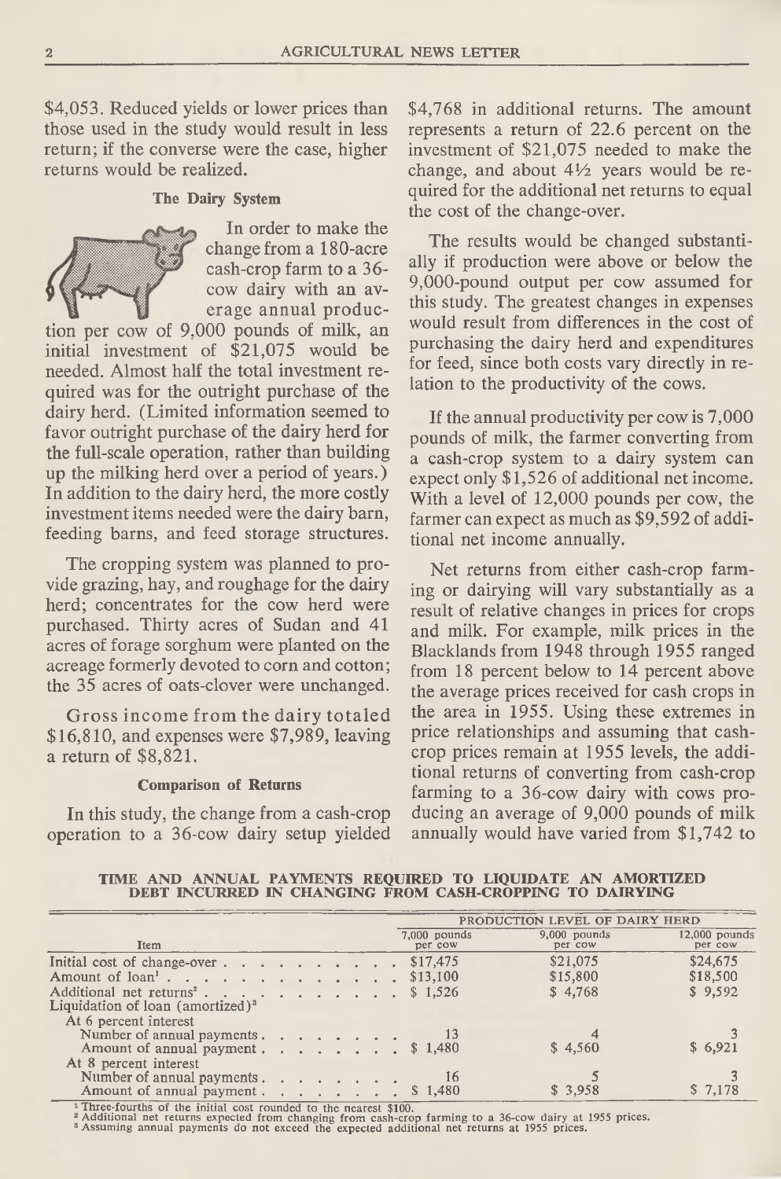$4,053. Reduced yields or lower prices than those used in the study would result in less return; if the converse were the case, higher returns would be realized.

#### The Dairy System

In order to make the change from a 180-acre cash-crop farm to a 36-cow dairy with an average annual production per cow of 9,000 pounds of milk, an initial investment of $21,075 would be needed. Almost half the total investment required was for the outright purchase of the dairy herd. (Limited information seemed to favor outright purchase of the dairy herd for the full-scale operation, rather than building up the milking herd over a period of years.) In addition to the dairy herd, the more costly investment items needed were the dairy barn, feeding barns, and feed storage structures.

The cropping system was planned to provide grazing, hay, and roughage for the dairy herd; concentrates for the cow herd were purchased. Thirty acres of Sudan and 41 acres of forage sorghum were planted on the acreage formerly devoted to corn and cotton; the 35 acres of oats-clover were unchanged.

Gross income from the dairy totaled $16,810, and expenses were $7,989, leaving a return of $8,821.

#### Comparison of Returns

In this study, the change from a cash-crop operation to a 36-cow dairy setup yielded $4,768 in additional returns. The amount represents a return of 22.6 percent on the investment of $21,075 needed to make the change, and about 4½ years would be required for the additional net returns to equal the cost of the change-over.

The results would be changed substantially if production were above or below the 9,000-pound output per cow assumed for this study. The greatest changes in expenses would result from differences in the cost of purchasing the dairy herd and expenditures for feed, since both costs vary directly in relation to the productivity of the cows.

If the annual productivity per cow is 7,000 pounds of milk, the farmer converting from a cash-crop system to a dairy system can expect only $1,526 of additional net income. With a level of 12,000 pounds per cow, the farmer can expect as much as $9,592 of additional net income annually.

Net returns from either cash-crop farming or dairying will vary substantially as a result of relative changes in prices for crops and milk. For example, milk prices in the Blacklands from 1948 through 1955 ranged from 18 percent below to 14 percent above the average prices received for cash crops in the area in 1955. Using these extremes in price relationships and assuming that cash-crop prices remain at 1955 levels, the additional returns of converting from cash-crop farming to a 36-cow dairy with cows producing an average of 9,000 pounds of milk annually would have varied from $1,742 to

**TIME AND ANNUAL PAYMENTS REQUIRED TO LIQUIDATE AN AMORTIZED DEBT INCURRED IN CHANGING FROM CASH-CROPPING TO DAIRYING**

| Item | PRODUCTION LEVEL OF DAIRY HERD | | |
|---|---|---|---|
| | 7,000 pounds per cow | 9,000 pounds per cow | 12,000 pounds per cow |
| Initial cost of change-over | $17,475 | $21,075 | $24,675 |
| Amount of loan[1] | $13,100 | $15,800 | $18,500 |
| Additional net returns[2] | $ 1,526 | $ 4,768 | $ 9,592 |
| Liquidation of loan (amortized)[3] | | | |
| At 6 percent interest | | | |
| Number of annual payments | 13 | 4 | 3 |
| Amount of annual payment | $ 1,480 | $ 4,560 | $ 6,921 |
| At 8 percent interest | | | |
| Number of annual payments | 16 | 5 | 3 |
| Amount of annual payment | $ 1,480 | $ 3,958 | $ 7,178 |

[1] Three-fourths of the initial cost rounded to the nearest $100.
[2] Additional net returns expected from changing from cash-crop farming to a 36-cow dairy at 1955 prices.
[3] Assuming annual payments do not exceed the expected additional net returns at 1955 prices.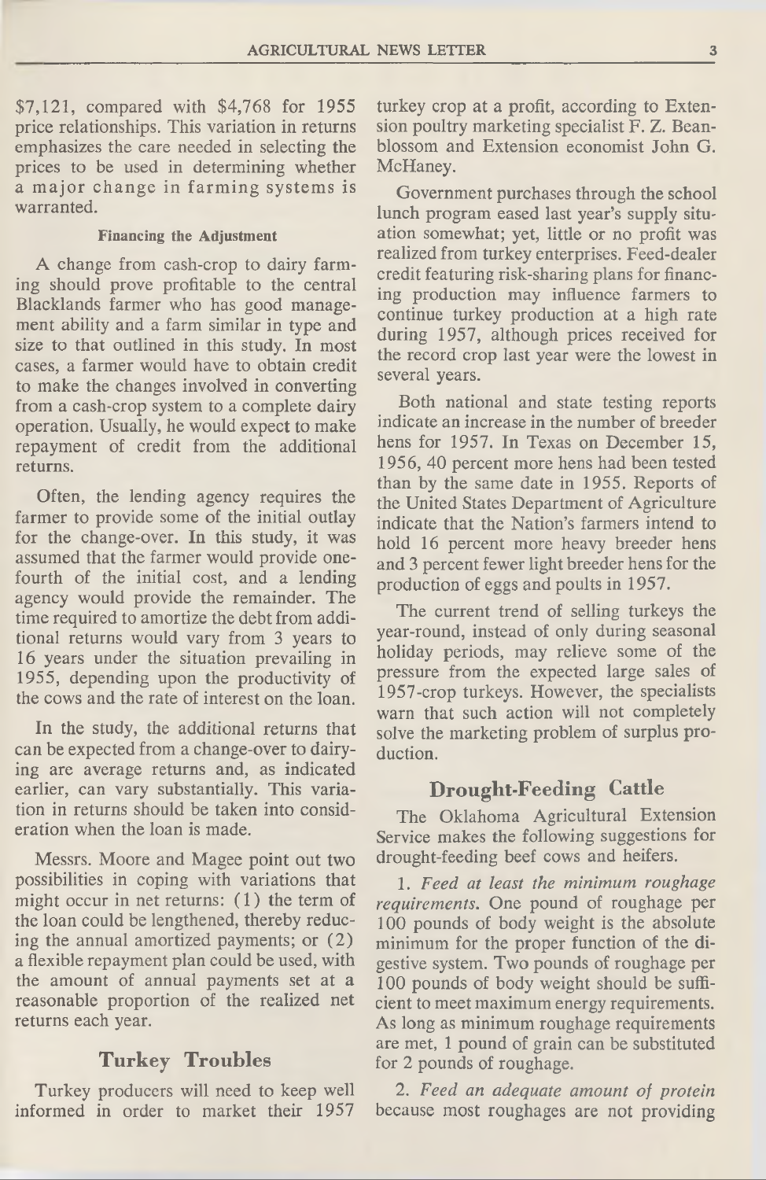$7,121, compared with $4,768 for 1955 price relationships. This variation in returns emphasizes the care needed in selecting the prices to be used in determining whether a major change in farming systems is warranted.

#### Financing the Adjustment

A change from cash-crop to dairy farming should prove profitable to the central Blacklands farmer who has good management ability and a farm similar in type and size to that outlined in this study. In most cases, a farmer would have to obtain credit to make the changes involved in converting from a cash-crop system to a complete dairy operation. Usually, he would expect to make repayment of credit from the additional returns.

Often, the lending agency requires the farmer to provide some of the initial outlay for the change-over. In this study, it was assumed that the farmer would provide one-fourth of the initial cost, and a lending agency would provide the remainder. The time required to amortize the debt from additional returns would vary from 3 years to 16 years under the situation prevailing in 1955, depending upon the productivity of the cows and the rate of interest on the loan.

In the study, the additional returns that can be expected from a change-over to dairying are average returns and, as indicated earlier, can vary substantially. This variation in returns should be taken into consideration when the loan is made.

Messrs. Moore and Magee point out two possibilities in coping with variations that might occur in net returns: (1) the term of the loan could be lengthened, thereby reducing the annual amortized payments; or (2) a flexible repayment plan could be used, with the amount of annual payments set at a reasonable proportion of the realized net returns each year.

## Turkey Troubles

Turkey producers will need to keep well informed in order to market their 1957 turkey crop at a profit, according to Extension poultry marketing specialist F. Z. Beanblossom and Extension economist John G. McHaney.

Government purchases through the school lunch program eased last year's supply situation somewhat; yet, little or no profit was realized from turkey enterprises. Feed-dealer credit featuring risk-sharing plans for financing production may influence farmers to continue turkey production at a high rate during 1957, although prices received for the record crop last year were the lowest in several years.

Both national and state testing reports indicate an increase in the number of breeder hens for 1957. In Texas on December 15, 1956, 40 percent more hens had been tested than by the same date in 1955. Reports of the United States Department of Agriculture indicate that the Nation's farmers intend to hold 16 percent more heavy breeder hens and 3 percent fewer light breeder hens for the production of eggs and poults in 1957.

The current trend of selling turkeys the year-round, instead of only during seasonal holiday periods, may relieve some of the pressure from the expected large sales of 1957-crop turkeys. However, the specialists warn that such action will not completely solve the marketing problem of surplus production.

## Drought-Feeding Cattle

The Oklahoma Agricultural Extension Service makes the following suggestions for drought-feeding beef cows and heifers.

1. *Feed at least the minimum roughage requirements.* One pound of roughage per 100 pounds of body weight is the absolute minimum for the proper function of the digestive system. Two pounds of roughage per 100 pounds of body weight should be sufficient to meet maximum energy requirements. As long as minimum roughage requirements are met, 1 pound of grain can be substituted for 2 pounds of roughage.

2. *Feed an adequate amount of protein* because most roughages are not providing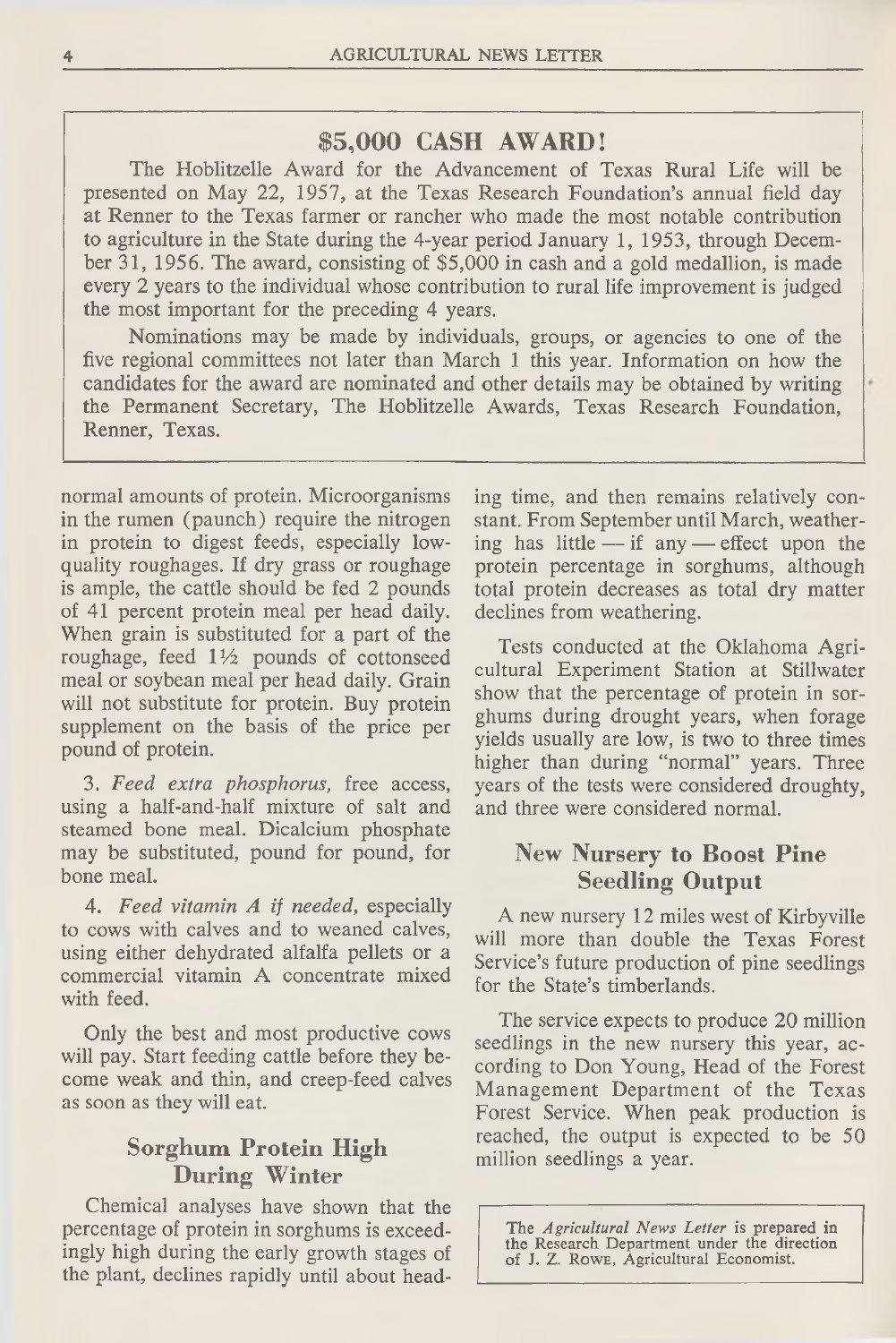## $5,000 CASH AWARD!

The Hoblitzelle Award for the Advancement of Texas Rural Life will be presented on May 22, 1957, at the Texas Research Foundation's annual field day at Renner to the Texas farmer or rancher who made the most notable contribution to agriculture in the State during the 4-year period January 1, 1953, through December 31, 1956. The award, consisting of $5,000 in cash and a gold medallion, is made every 2 years to the individual whose contribution to rural life improvement is judged the most important for the preceding 4 years.

Nominations may be made by individuals, groups, or agencies to one of the five regional committees not later than March 1 this year. Information on how the candidates for the award are nominated and other details may be obtained by writing the Permanent Secretary, The Hoblitzelle Awards, Texas Research Foundation, Renner, Texas.

---

normal amounts of protein. Microorganisms in the rumen (paunch) require the nitrogen in protein to digest feeds, especially low-quality roughages. If dry grass or roughage is ample, the cattle should be fed 2 pounds of 41 percent protein meal per head daily. When grain is substituted for a part of the roughage, feed 1½ pounds of cottonseed meal or soybean meal per head daily. Grain will not substitute for protein. Buy protein supplement on the basis of the price per pound of protein.

3. *Feed extra phosphorus,* free access, using a half-and-half mixture of salt and steamed bone meal. Dicalcium phosphate may be substituted, pound for pound, for bone meal.

4. *Feed vitamin A if needed,* especially to cows with calves and to weaned calves, using either dehydrated alfalfa pellets or a commercial vitamin A concentrate mixed with feed.

Only the best and most productive cows will pay. Start feeding cattle before they become weak and thin, and creep-feed calves as soon as they will eat.

### Sorghum Protein High During Winter

Chemical analyses have shown that the percentage of protein in sorghums is exceedingly high during the early growth stages of the plant, declines rapidly until about heading time, and then remains relatively constant. From September until March, weathering has little — if any — effect upon the protein percentage in sorghums, although total protein decreases as total dry matter declines from weathering.

Tests conducted at the Oklahoma Agricultural Experiment Station at Stillwater show that the percentage of protein in sorghums during drought years, when forage yields usually are low, is two to three times higher than during "normal" years. Three years of the tests were considered droughty, and three were considered normal.

### New Nursery to Boost Pine Seedling Output

A new nursery 12 miles west of Kirbyville will more than double the Texas Forest Service's future production of pine seedlings for the State's timberlands.

The service expects to produce 20 million seedlings in the new nursery this year, according to Don Young, Head of the Forest Management Department of the Texas Forest Service. When peak production is reached, the output is expected to be 50 million seedlings a year.

---

The *Agricultural News Letter* is prepared in the Research Department under the direction of J. Z. Rowe, Agricultural Economist.